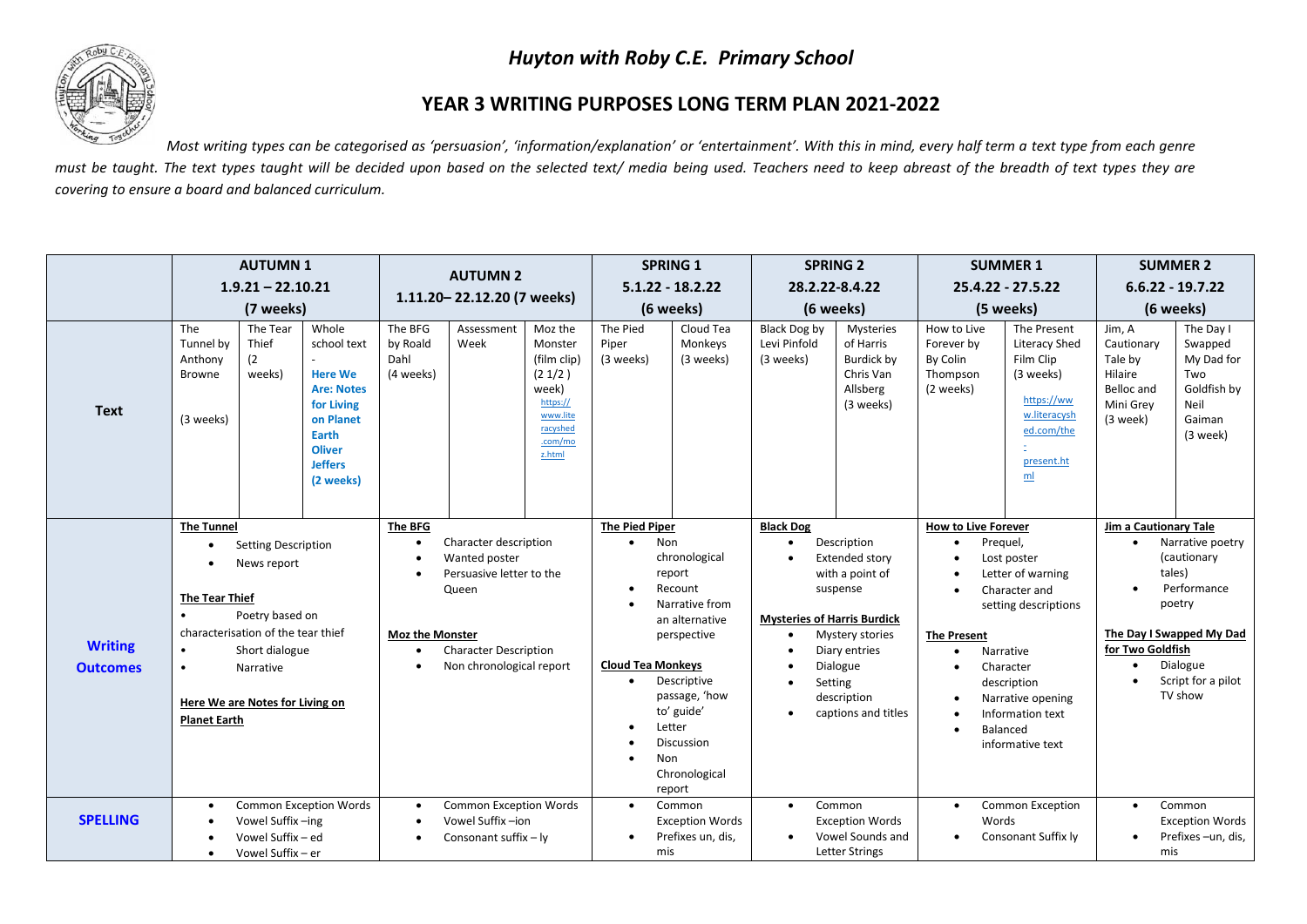# *Huyton with Roby C.E. Primary School*

## YEAR 3 WRITING PURPOSES LONG TERM PLAN 2021-2022

*Most writing types can be categorised as 'persuasion', 'information/explanation' or 'entertainment'. With this in mind, every half term a text type from each genre must be taught. The text types taught will be decided upon based on the selected text/ media being used. Teachers need to keep abreast of the breadth of text types they are covering to ensure a board and balanced curriculum.*

| | AUTUMN 1<br>1.9.21 – 22.10.21<br>(7 weeks) | | | AUTUMN 2<br>1.11.20– 22.12.20 (7 weeks) | | | SPRING 1<br>5.1.22 - 18.2.22<br>(6 weeks) | | SPRING 2<br>28.2.22-8.4.22<br>(6 weeks) | | SUMMER 1<br>25.4.22 - 27.5.22<br>(5 weeks) | | SUMMER 2<br>6.6.22 - 19.7.22<br>(6 weeks) | |
|---|---|---|---|---|---|---|---|---|---|---|---|---|---|---|
| **Text** | The Tunnel by Anthony Browne<br><br>(3 weeks) | The Tear Thief (2 weeks) | Whole school text - **Here We Are: Notes for Living on Planet Earth Oliver Jeffers (2 weeks)** | The BFG by Roald Dahl (4 weeks) | Assessment Week | Moz the Monster (film clip) (2 1/2 ) week) https://www.literacyshed.com/moz.html | The Pied Piper (3 weeks) | Cloud Tea Monkeys (3 weeks) | Black Dog by Levi Pinfold (3 weeks) | Mysteries of Harris Burdick by Chris Van Allsberg (3 weeks) | How to Live Forever by Colin Thompson (2 weeks) | The Present Literacy Shed Film Clip (3 weeks)<br><br>https://www.literacyshed.com/the-present.html | Jim, A Cautionary Tale by Hilaire Belloc and Mini Grey (3 week) | The Day I Swapped My Dad for Two Goldfish by Neil Gaiman (3 week) |
| **Writing Outcomes** | **The Tunnel**<br>• Setting Description<br>• News report<br><br>**The Tear Thief**<br>• Poetry based on characterisation of the tear thief<br>• Short dialogue<br>• Narrative<br><br>**Here We are Notes for Living on Planet Earth** | | | **The BFG**<br>• Character description<br>• Wanted poster<br>• Persuasive letter to the Queen<br><br>**Moz the Monster**<br>• Character Description<br>• Non chronological report | | | **The Pied Piper**<br>• Non chronological report<br>• Recount<br>• Narrative from an alternative perspective<br><br>**Cloud Tea Monkeys**<br>• Descriptive passage, 'how to' guide'<br>• Letter<br>• Discussion<br>• Non Chronological report | | **Black Dog**<br>• Description<br>• Extended story with a point of suspense<br><br>**Mysteries of Harris Burdick**<br>• Mystery stories<br>• Diary entries<br>• Dialogue<br>• Setting description<br>• captions and titles | | **How to Live Forever**<br>• Prequel,<br>• Lost poster<br>• Letter of warning<br>• Character and setting descriptions<br><br>**The Present**<br>• Narrative<br>• Character description<br>• Narrative opening<br>• Information text<br>• Balanced informative text | | **Jim a Cautionary Tale**<br>• Narrative poetry (cautionary tales)<br>• Performance poetry<br><br>**The Day I Swapped My Dad for Two Goldfish**<br>• Dialogue<br>• Script for a pilot TV show | |
| **SPELLING** | • Common Exception Words<br>• Vowel Suffix –ing<br>• Vowel Suffix – ed<br>• Vowel Suffix – er | | | • Common Exception Words<br>• Vowel Suffix –ion<br>• Consonant suffix – ly | | | • Common Exception Words<br>• Prefixes un, dis, mis | | • Common Exception Words<br>• Vowel Sounds and Letter Strings | | • Common Exception Words<br>• Consonant Suffix ly | | • Common Exception Words<br>• Prefixes –un, dis, mis | |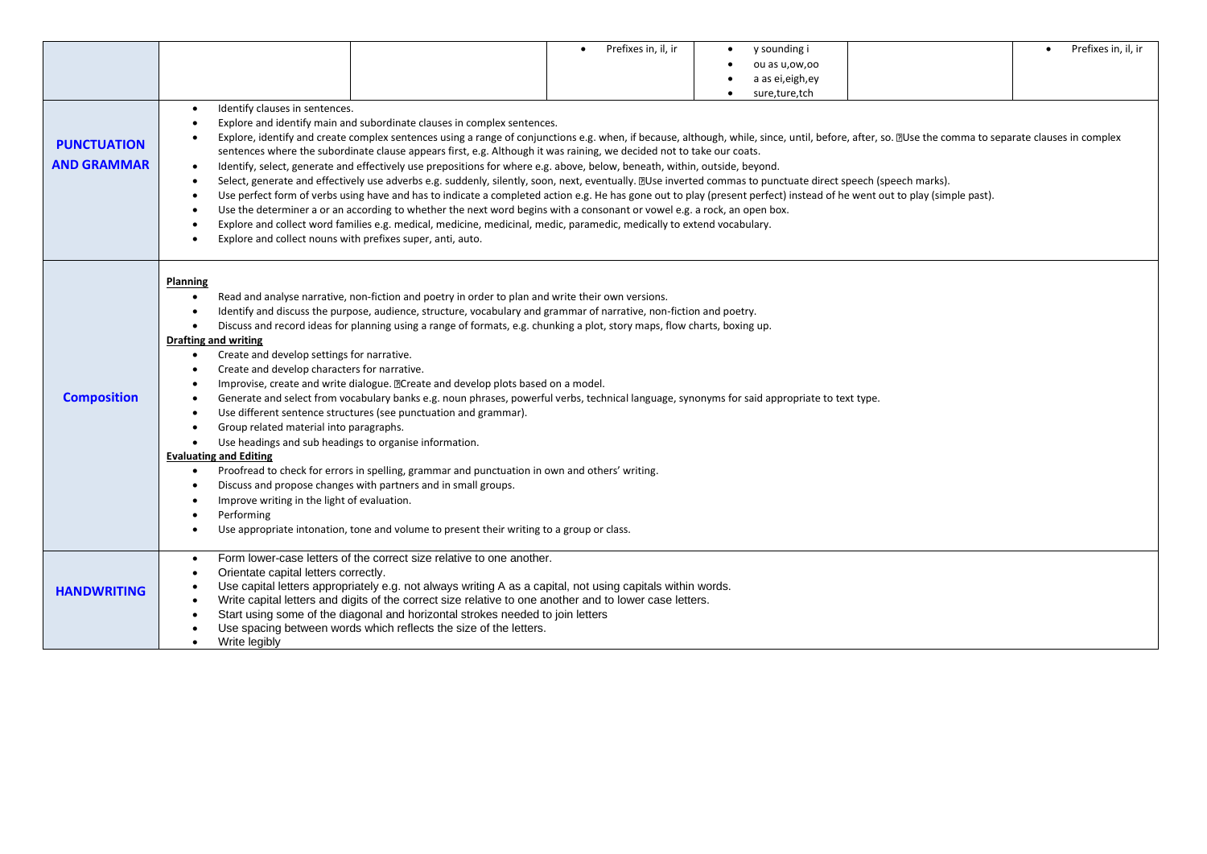| | | | | | | |
|---|---|---|---|---|---|---|
| | | | • Prefixes in, il, ir | • y sounding i<br>• ou as u,ow,oo<br>• a as ei,eigh,ey<br>• sure,ture,tch | | • Prefixes in, il, ir |
| **PUNCTUATION AND GRAMMAR** | • Identify clauses in sentences.<br>• Explore and identify main and subordinate clauses in complex sentences.<br>• Explore, identify and create complex sentences using a range of conjunctions e.g. when, if because, although, while, since, until, before, after, so. Use the comma to separate clauses in complex sentences where the subordinate clause appears first, e.g. Although it was raining, we decided not to take our coats.<br>• Identify, select, generate and effectively use prepositions for where e.g. above, below, beneath, within, outside, beyond.<br>• Select, generate and effectively use adverbs e.g. suddenly, silently, soon, next, eventually. Use inverted commas to punctuate direct speech (speech marks).<br>• Use perfect form of verbs using have and has to indicate a completed action e.g. He has gone out to play (present perfect) instead of he went out to play (simple past).<br>• Use the determiner a or an according to whether the next word begins with a consonant or vowel e.g. a rock, an open box.<br>• Explore and collect word families e.g. medical, medicine, medicinal, medic, paramedic, medically to extend vocabulary.<br>• Explore and collect nouns with prefixes super, anti, auto. | | | | | |
| **Composition** | **Planning**<br>• Read and analyse narrative, non-fiction and poetry in order to plan and write their own versions.<br>• Identify and discuss the purpose, audience, structure, vocabulary and grammar of narrative, non-fiction and poetry.<br>• Discuss and record ideas for planning using a range of formats, e.g. chunking a plot, story maps, flow charts, boxing up.<br>**Drafting and writing**<br>• Create and develop settings for narrative.<br>• Create and develop characters for narrative.<br>• Improvise, create and write dialogue. Create and develop plots based on a model.<br>• Generate and select from vocabulary banks e.g. noun phrases, powerful verbs, technical language, synonyms for said appropriate to text type.<br>• Use different sentence structures (see punctuation and grammar).<br>• Group related material into paragraphs.<br>• Use headings and sub headings to organise information.<br>**Evaluating and Editing**<br>• Proofread to check for errors in spelling, grammar and punctuation in own and others' writing.<br>• Discuss and propose changes with partners and in small groups.<br>• Improve writing in the light of evaluation.<br>• Performing<br>• Use appropriate intonation, tone and volume to present their writing to a group or class. | | | | | |
| **HANDWRITING** | • Form lower-case letters of the correct size relative to one another.<br>• Orientate capital letters correctly.<br>• Use capital letters appropriately e.g. not always writing A as a capital, not using capitals within words.<br>• Write capital letters and digits of the correct size relative to one another and to lower case letters.<br>• Start using some of the diagonal and horizontal strokes needed to join letters<br>• Use spacing between words which reflects the size of the letters.<br>• Write legibly | | | | | |